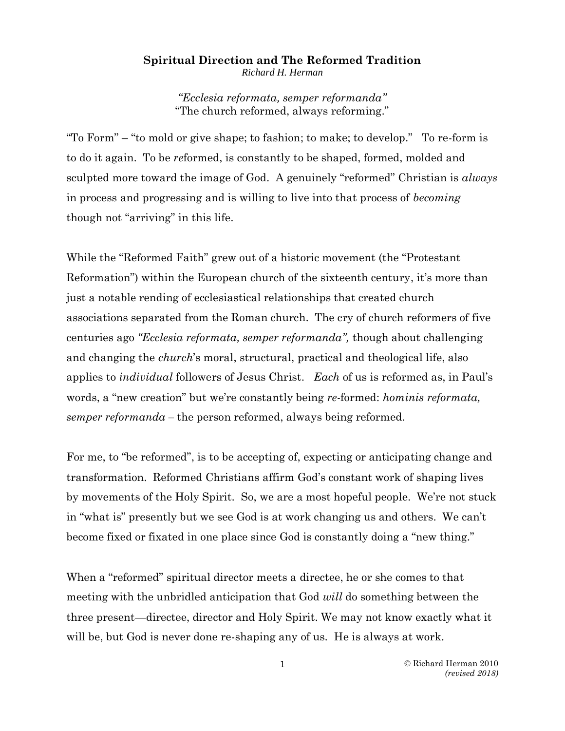# Spiritual Direction and The Reformed Tradition

*Richard H. Herman*

*"Ecclesia reformata, semper reformanda"*
"The church reformed, always reforming."

"To Form" – "to mold or give shape; to fashion; to make; to develop." To re-form is to do it again. To be *re*formed, is constantly to be shaped, formed, molded and sculpted more toward the image of God. A genuinely "reformed" Christian is *always* in process and progressing and is willing to live into that process of *becoming* though not "arriving" in this life.

While the "Reformed Faith" grew out of a historic movement (the "Protestant Reformation") within the European church of the sixteenth century, it's more than just a notable rending of ecclesiastical relationships that created church associations separated from the Roman church. The cry of church reformers of five centuries ago *"Ecclesia reformata, semper reformanda",* though about challenging and changing the *church*'s moral, structural, practical and theological life, also applies to *individual* followers of Jesus Christ. *Each* of us is reformed as, in Paul's words, a "new creation" but we're constantly being *re*-formed: *hominis reformata, semper reformanda* – the person reformed, always being reformed.

For me, to "be reformed", is to be accepting of, expecting or anticipating change and transformation. Reformed Christians affirm God's constant work of shaping lives by movements of the Holy Spirit. So, we are a most hopeful people. We're not stuck in "what is" presently but we see God is at work changing us and others. We can't become fixed or fixated in one place since God is constantly doing a "new thing."

When a "reformed" spiritual director meets a directee, he or she comes to that meeting with the unbridled anticipation that God *will* do something between the three present—directee, director and Holy Spirit. We may not know exactly what it will be, but God is never done re-shaping any of us. He is always at work.

© Richard Herman 2010
*(revised 2018)*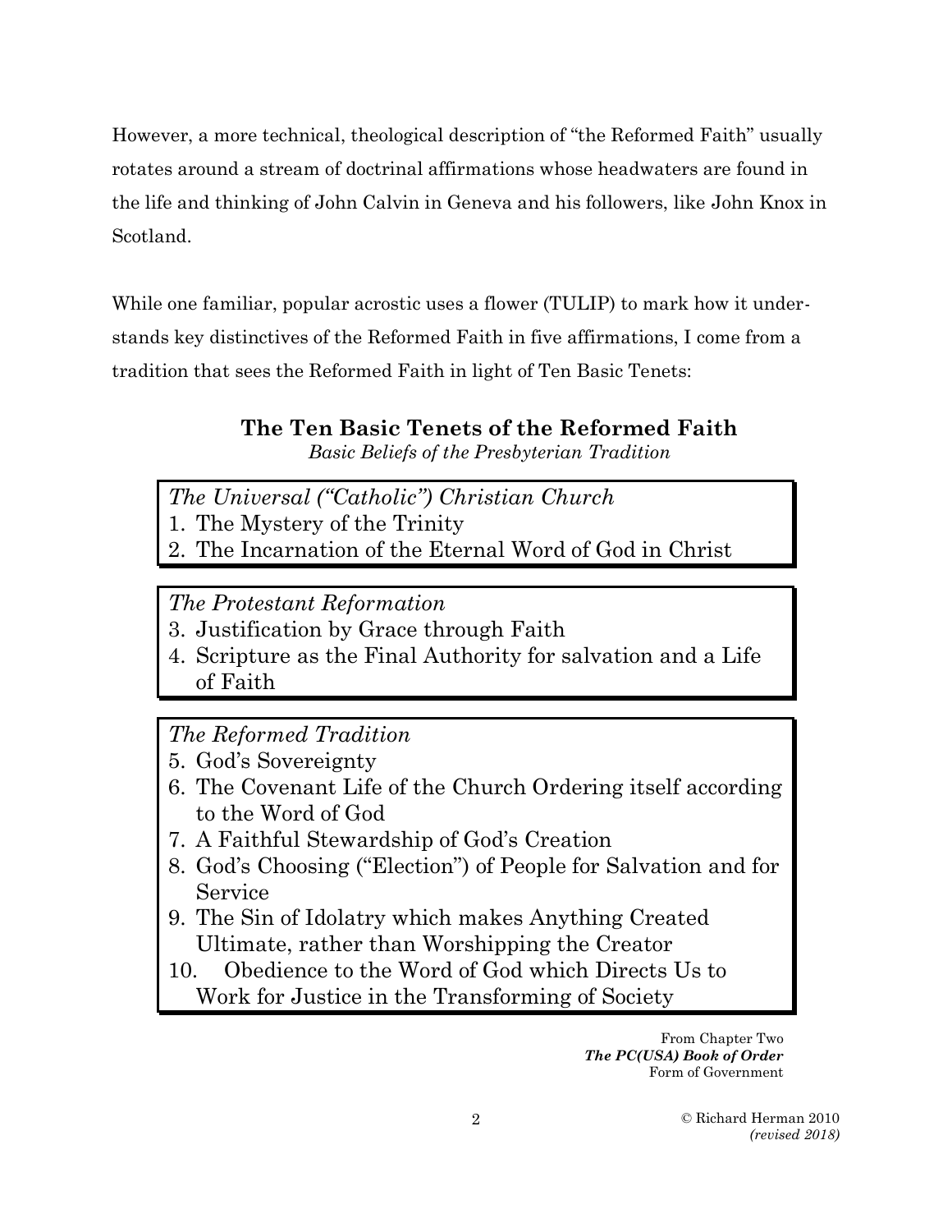However, a more technical, theological description of "the Reformed Faith" usually rotates around a stream of doctrinal affirmations whose headwaters are found in the life and thinking of John Calvin in Geneva and his followers, like John Knox in Scotland.

While one familiar, popular acrostic uses a flower (TULIP) to mark how it understands key distinctives of the Reformed Faith in five affirmations, I come from a tradition that sees the Reformed Faith in light of Ten Basic Tenets:

## The Ten Basic Tenets of the Reformed Faith

*Basic Beliefs of the Presbyterian Tradition*

*The Universal ("Catholic") Christian Church*

1. The Mystery of the Trinity
2. The Incarnation of the Eternal Word of God in Christ

*The Protestant Reformation*

3. Justification by Grace through Faith
4. Scripture as the Final Authority for salvation and a Life of Faith

*The Reformed Tradition*

5. God's Sovereignty
6. The Covenant Life of the Church Ordering itself according to the Word of God
7. A Faithful Stewardship of God's Creation
8. God's Choosing ("Election") of People for Salvation and for Service
9. The Sin of Idolatry which makes Anything Created Ultimate, rather than Worshipping the Creator
10. Obedience to the Word of God which Directs Us to Work for Justice in the Transforming of Society

From Chapter Two
***The PC(USA) Book of Order***
Form of Government

© Richard Herman 2010
*(revised 2018)*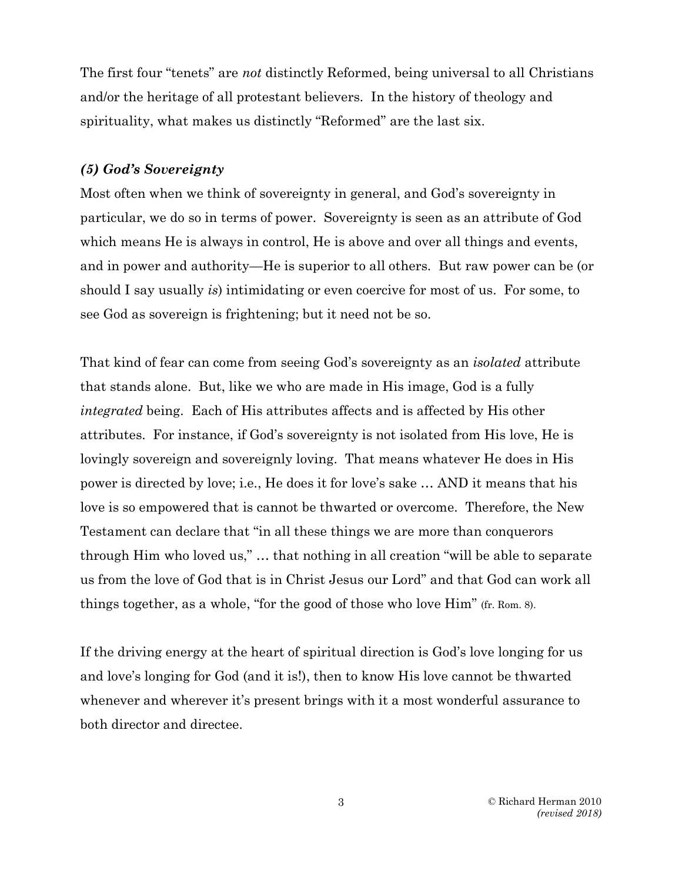The first four "tenets" are *not* distinctly Reformed, being universal to all Christians and/or the heritage of all protestant believers. In the history of theology and spirituality, what makes us distinctly "Reformed" are the last six.

### *(5) God's Sovereignty*

Most often when we think of sovereignty in general, and God's sovereignty in particular, we do so in terms of power. Sovereignty is seen as an attribute of God which means He is always in control, He is above and over all things and events, and in power and authority—He is superior to all others. But raw power can be (or should I say usually *is*) intimidating or even coercive for most of us. For some, to see God as sovereign is frightening; but it need not be so.

That kind of fear can come from seeing God's sovereignty as an *isolated* attribute that stands alone. But, like we who are made in His image, God is a fully *integrated* being. Each of His attributes affects and is affected by His other attributes. For instance, if God's sovereignty is not isolated from His love, He is lovingly sovereign and sovereignly loving. That means whatever He does in His power is directed by love; i.e., He does it for love's sake … AND it means that his love is so empowered that is cannot be thwarted or overcome. Therefore, the New Testament can declare that "in all these things we are more than conquerors through Him who loved us," … that nothing in all creation "will be able to separate us from the love of God that is in Christ Jesus our Lord" and that God can work all things together, as a whole, "for the good of those who love Him" (fr. Rom. 8).

If the driving energy at the heart of spiritual direction is God's love longing for us and love's longing for God (and it is!), then to know His love cannot be thwarted whenever and wherever it's present brings with it a most wonderful assurance to both director and directee.

© Richard Herman 2010
*(revised 2018)*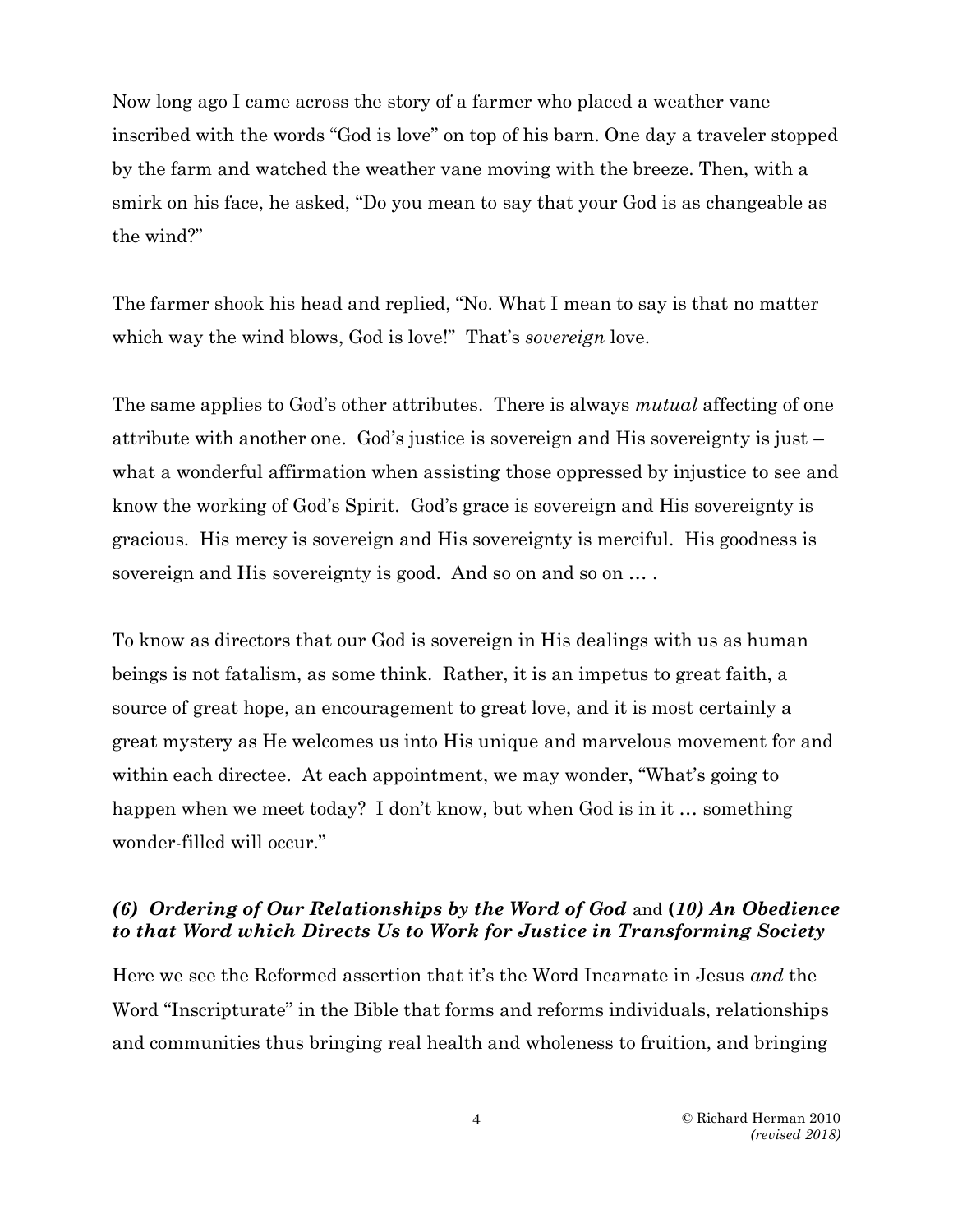Now long ago I came across the story of a farmer who placed a weather vane inscribed with the words "God is love" on top of his barn. One day a traveler stopped by the farm and watched the weather vane moving with the breeze. Then, with a smirk on his face, he asked, "Do you mean to say that your God is as changeable as the wind?"

The farmer shook his head and replied, "No. What I mean to say is that no matter which way the wind blows, God is love!" That's *sovereign* love.

The same applies to God's other attributes. There is always *mutual* affecting of one attribute with another one. God's justice is sovereign and His sovereignty is just – what a wonderful affirmation when assisting those oppressed by injustice to see and know the working of God's Spirit. God's grace is sovereign and His sovereignty is gracious. His mercy is sovereign and His sovereignty is merciful. His goodness is sovereign and His sovereignty is good. And so on and so on … .

To know as directors that our God is sovereign in His dealings with us as human beings is not fatalism, as some think. Rather, it is an impetus to great faith, a source of great hope, an encouragement to great love, and it is most certainly a great mystery as He welcomes us into His unique and marvelous movement for and within each directee. At each appointment, we may wonder, "What's going to happen when we meet today? I don't know, but when God is in it … something wonder-filled will occur."

### ***(6) Ordering of Our Relationships by the Word of God*** <u>and</u> **(*10) An Obedience to that Word which Directs Us to Work for Justice in Transforming Society***

Here we see the Reformed assertion that it's the Word Incarnate in Jesus *and* the Word "Inscripturate" in the Bible that forms and reforms individuals, relationships and communities thus bringing real health and wholeness to fruition, and bringing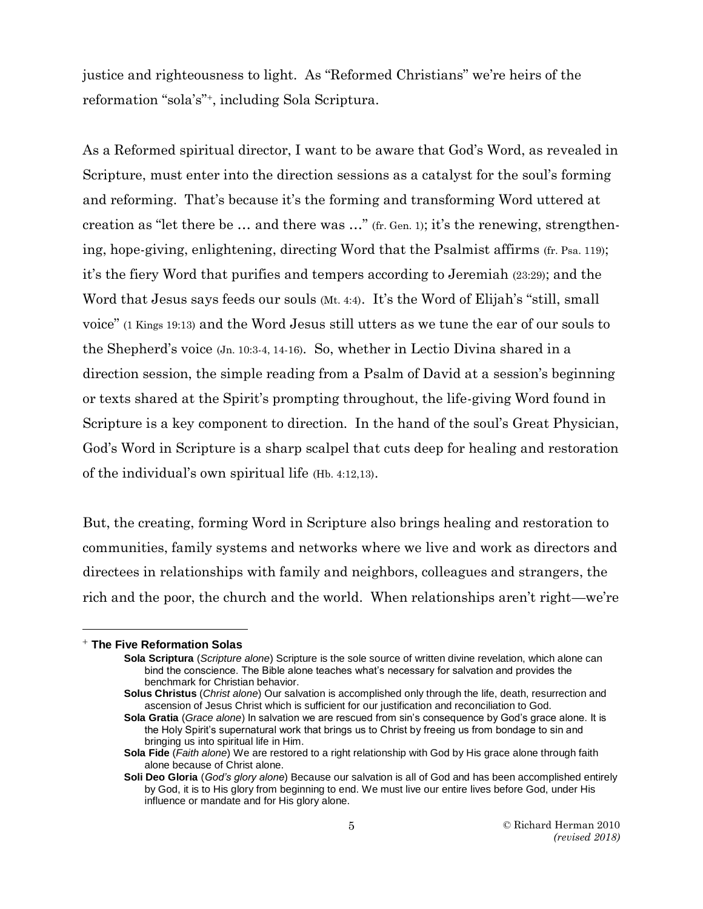justice and righteousness to light. As "Reformed Christians" we're heirs of the reformation "sola's"[+], including Sola Scriptura.

As a Reformed spiritual director, I want to be aware that God's Word, as revealed in Scripture, must enter into the direction sessions as a catalyst for the soul's forming and reforming. That's because it's the forming and transforming Word uttered at creation as "let there be … and there was …" (fr. Gen. 1); it's the renewing, strengthening, hope-giving, enlightening, directing Word that the Psalmist affirms (fr. Psa. 119); it's the fiery Word that purifies and tempers according to Jeremiah (23:29); and the Word that Jesus says feeds our souls (Mt. 4:4). It's the Word of Elijah's "still, small voice" (1 Kings 19:13) and the Word Jesus still utters as we tune the ear of our souls to the Shepherd's voice (Jn. 10:3-4, 14-16). So, whether in Lectio Divina shared in a direction session, the simple reading from a Psalm of David at a session's beginning or texts shared at the Spirit's prompting throughout, the life-giving Word found in Scripture is a key component to direction. In the hand of the soul's Great Physician, God's Word in Scripture is a sharp scalpel that cuts deep for healing and restoration of the individual's own spiritual life (Hb. 4:12,13).

But, the creating, forming Word in Scripture also brings healing and restoration to communities, family systems and networks where we live and work as directors and directees in relationships with family and neighbors, colleagues and strangers, the rich and the poor, the church and the world. When relationships aren't right—we're

---

[+] **The Five Reformation Solas**

- **Sola Scriptura** (*Scripture alone*) Scripture is the sole source of written divine revelation, which alone can bind the conscience. The Bible alone teaches what's necessary for salvation and provides the benchmark for Christian behavior.
- **Solus Christus** (*Christ alone*) Our salvation is accomplished only through the life, death, resurrection and ascension of Jesus Christ which is sufficient for our justification and reconciliation to God.
- **Sola Gratia** (*Grace alone*) In salvation we are rescued from sin's consequence by God's grace alone. It is the Holy Spirit's supernatural work that brings us to Christ by freeing us from bondage to sin and bringing us into spiritual life in Him.
- **Sola Fide** (*Faith alone*) We are restored to a right relationship with God by His grace alone through faith alone because of Christ alone.
- **Soli Deo Gloria** (*God's glory alone*) Because our salvation is all of God and has been accomplished entirely by God, it is to His glory from beginning to end. We must live our entire lives before God, under His influence or mandate and for His glory alone.

© Richard Herman 2010 *(revised 2018)*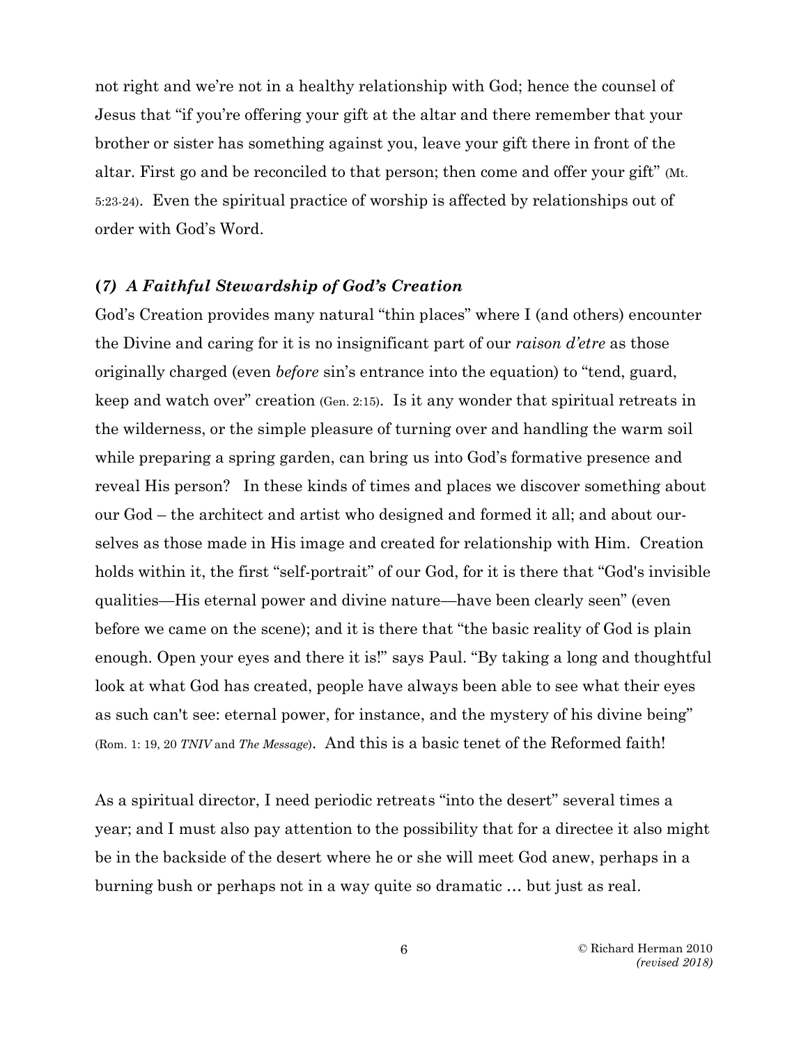not right and we're not in a healthy relationship with God; hence the counsel of Jesus that "if you're offering your gift at the altar and there remember that your brother or sister has something against you, leave your gift there in front of the altar. First go and be reconciled to that person; then come and offer your gift" (Mt. 5:23-24). Even the spiritual practice of worship is affected by relationships out of order with God's Word.

### *(7) A Faithful Stewardship of God's Creation*

God's Creation provides many natural "thin places" where I (and others) encounter the Divine and caring for it is no insignificant part of our *raison d'etre* as those originally charged (even *before* sin's entrance into the equation) to "tend, guard, keep and watch over" creation (Gen. 2:15). Is it any wonder that spiritual retreats in the wilderness, or the simple pleasure of turning over and handling the warm soil while preparing a spring garden, can bring us into God's formative presence and reveal His person? In these kinds of times and places we discover something about our God – the architect and artist who designed and formed it all; and about our-selves as those made in His image and created for relationship with Him. Creation holds within it, the first "self-portrait" of our God, for it is there that "God's invisible qualities—His eternal power and divine nature—have been clearly seen" (even before we came on the scene); and it is there that "the basic reality of God is plain enough. Open your eyes and there it is!" says Paul. "By taking a long and thoughtful look at what God has created, people have always been able to see what their eyes as such can't see: eternal power, for instance, and the mystery of his divine being" (Rom. 1: 19, 20 *TNIV* and *The Message*). And this is a basic tenet of the Reformed faith!

As a spiritual director, I need periodic retreats "into the desert" several times a year; and I must also pay attention to the possibility that for a directee it also might be in the backside of the desert where he or she will meet God anew, perhaps in a burning bush or perhaps not in a way quite so dramatic … but just as real.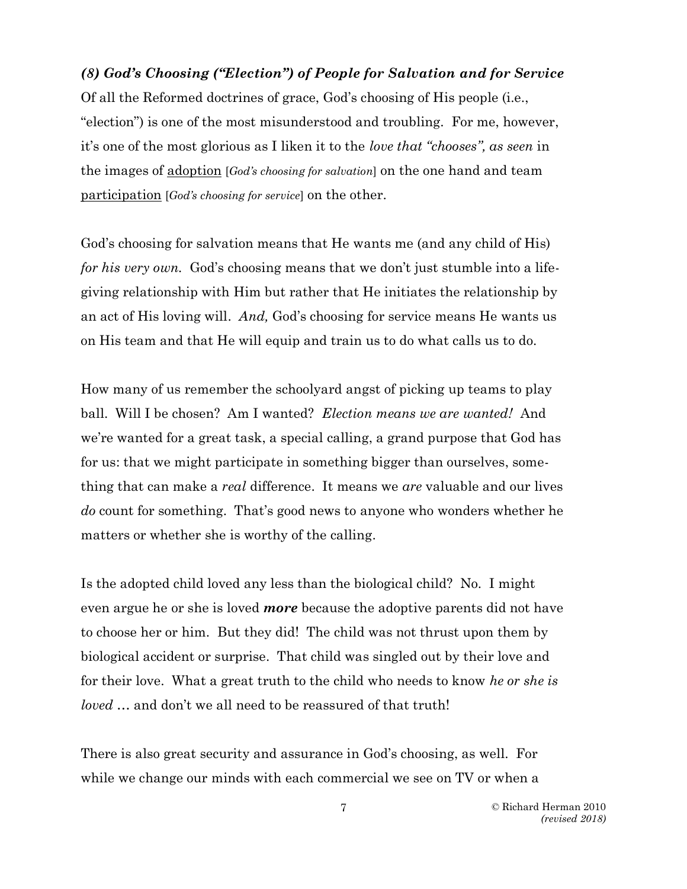***(8) God's Choosing ("Election") of People for Salvation and for Service***

Of all the Reformed doctrines of grace, God's choosing of His people (i.e., "election") is one of the most misunderstood and troubling. For me, however, it's one of the most glorious as I liken it to the *love that "chooses", as seen* in the images of <u>adoption</u> [*God's choosing for salvation*] on the one hand and team <u>participation</u> [*God's choosing for service*] on the other.

God's choosing for salvation means that He wants me (and any child of His) *for his very own.* God's choosing means that we don't just stumble into a life-giving relationship with Him but rather that He initiates the relationship by an act of His loving will. *And,* God's choosing for service means He wants us on His team and that He will equip and train us to do what calls us to do.

How many of us remember the schoolyard angst of picking up teams to play ball. Will I be chosen? Am I wanted? *Election means we are wanted!* And we're wanted for a great task, a special calling, a grand purpose that God has for us: that we might participate in something bigger than ourselves, something that can make a *real* difference. It means we *are* valuable and our lives *do* count for something. That's good news to anyone who wonders whether he matters or whether she is worthy of the calling.

Is the adopted child loved any less than the biological child? No. I might even argue he or she is loved ***more*** because the adoptive parents did not have to choose her or him. But they did! The child was not thrust upon them by biological accident or surprise. That child was singled out by their love and for their love. What a great truth to the child who needs to know *he or she is loved* … and don't we all need to be reassured of that truth!

There is also great security and assurance in God's choosing, as well. For while we change our minds with each commercial we see on TV or when a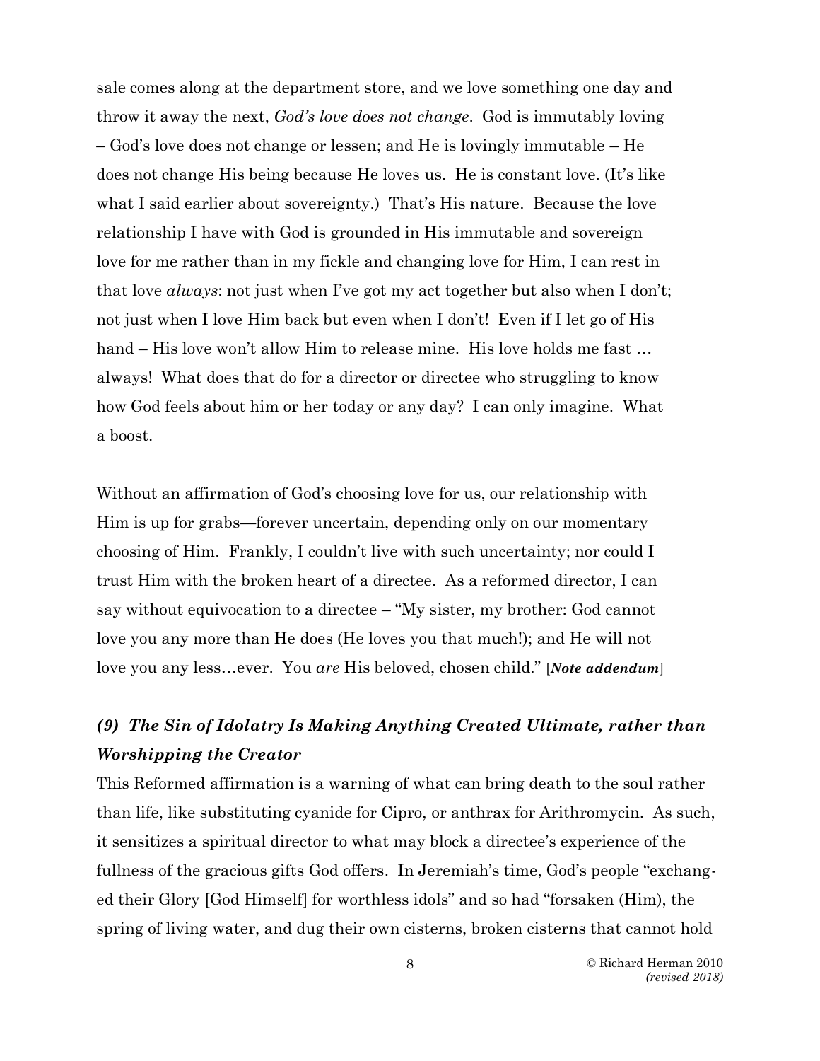sale comes along at the department store, and we love something one day and throw it away the next, *God's love does not change*. God is immutably loving – God's love does not change or lessen; and He is lovingly immutable – He does not change His being because He loves us. He is constant love. (It's like what I said earlier about sovereignty.) That's His nature. Because the love relationship I have with God is grounded in His immutable and sovereign love for me rather than in my fickle and changing love for Him, I can rest in that love *always*: not just when I've got my act together but also when I don't; not just when I love Him back but even when I don't! Even if I let go of His hand – His love won't allow Him to release mine. His love holds me fast … always! What does that do for a director or directee who struggling to know how God feels about him or her today or any day? I can only imagine. What a boost.

Without an affirmation of God's choosing love for us, our relationship with Him is up for grabs—forever uncertain, depending only on our momentary choosing of Him. Frankly, I couldn't live with such uncertainty; nor could I trust Him with the broken heart of a directee. As a reformed director, I can say without equivocation to a directee – "My sister, my brother: God cannot love you any more than He does (He loves you that much!); and He will not love you any less…ever. You *are* His beloved, chosen child." [***Note addendum***]

### *(9) The Sin of Idolatry Is Making Anything Created Ultimate, rather than Worshipping the Creator*

This Reformed affirmation is a warning of what can bring death to the soul rather than life, like substituting cyanide for Cipro, or anthrax for Arithromycin. As such, it sensitizes a spiritual director to what may block a directee's experience of the fullness of the gracious gifts God offers. In Jeremiah's time, God's people "exchanged their Glory [God Himself] for worthless idols" and so had "forsaken (Him), the spring of living water, and dug their own cisterns, broken cisterns that cannot hold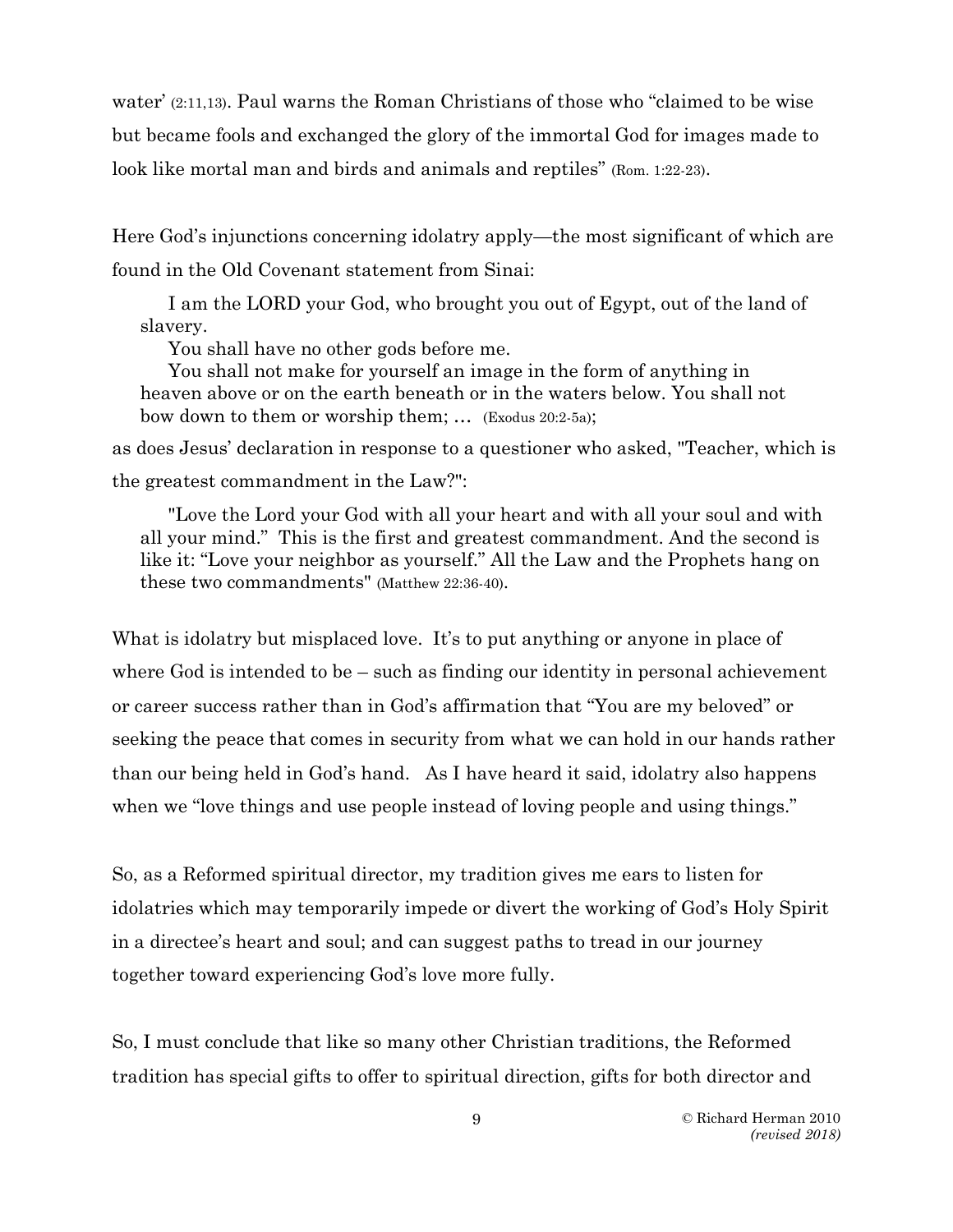water' (2:11,13). Paul warns the Roman Christians of those who "claimed to be wise but became fools and exchanged the glory of the immortal God for images made to look like mortal man and birds and animals and reptiles" (Rom. 1:22-23).

Here God's injunctions concerning idolatry apply—the most significant of which are found in the Old Covenant statement from Sinai:

> I am the LORD your God, who brought you out of Egypt, out of the land of slavery.
> You shall have no other gods before me.
> You shall not make for yourself an image in the form of anything in heaven above or on the earth beneath or in the waters below. You shall not bow down to them or worship them; … (Exodus 20:2-5a);

as does Jesus' declaration in response to a questioner who asked, "Teacher, which is the greatest commandment in the Law?":

> "Love the Lord your God with all your heart and with all your soul and with all your mind." This is the first and greatest commandment. And the second is like it: "Love your neighbor as yourself." All the Law and the Prophets hang on these two commandments" (Matthew 22:36-40).

What is idolatry but misplaced love. It's to put anything or anyone in place of where God is intended to be – such as finding our identity in personal achievement or career success rather than in God's affirmation that "You are my beloved" or seeking the peace that comes in security from what we can hold in our hands rather than our being held in God's hand. As I have heard it said, idolatry also happens when we "love things and use people instead of loving people and using things."

So, as a Reformed spiritual director, my tradition gives me ears to listen for idolatries which may temporarily impede or divert the working of God's Holy Spirit in a directee's heart and soul; and can suggest paths to tread in our journey together toward experiencing God's love more fully.

So, I must conclude that like so many other Christian traditions, the Reformed tradition has special gifts to offer to spiritual direction, gifts for both director and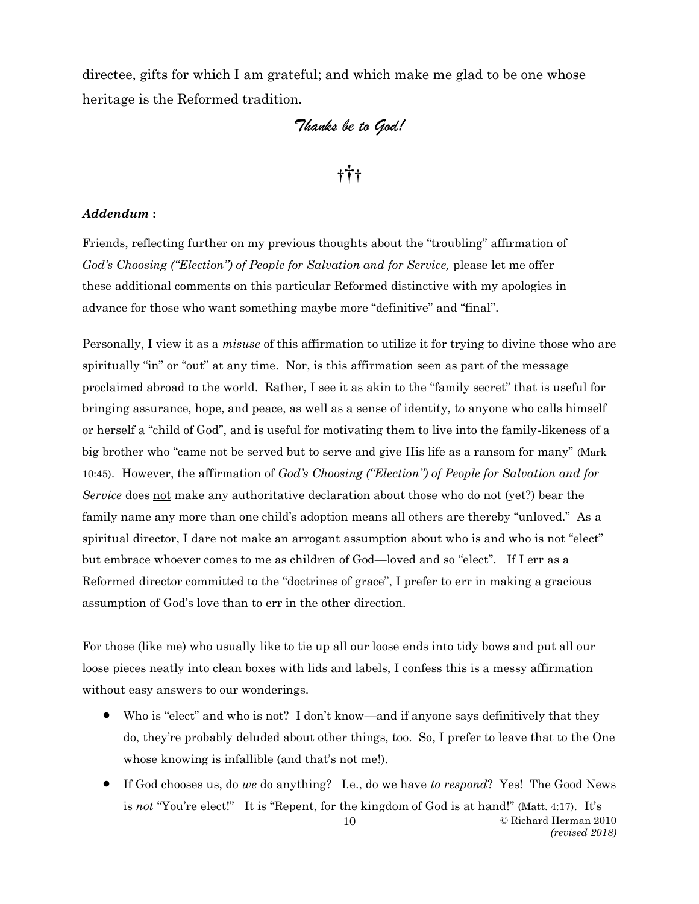directee, gifts for which I am grateful; and which make me glad to be one whose heritage is the Reformed tradition.

*Thanks be to God!*

†✝†

***Addendum*** **:**

Friends, reflecting further on my previous thoughts about the "troubling" affirmation of *God's Choosing ("Election") of People for Salvation and for Service,* please let me offer these additional comments on this particular Reformed distinctive with my apologies in advance for those who want something maybe more "definitive" and "final".

Personally, I view it as a *misuse* of this affirmation to utilize it for trying to divine those who are spiritually "in" or "out" at any time. Nor, is this affirmation seen as part of the message proclaimed abroad to the world. Rather, I see it as akin to the "family secret" that is useful for bringing assurance, hope, and peace, as well as a sense of identity, to anyone who calls himself or herself a "child of God", and is useful for motivating them to live into the family-likeness of a big brother who "came not be served but to serve and give His life as a ransom for many" (Mark 10:45). However, the affirmation of *God's Choosing ("Election") of People for Salvation and for Service* does <u>not</u> make any authoritative declaration about those who do not (yet?) bear the family name any more than one child's adoption means all others are thereby "unloved." As a spiritual director, I dare not make an arrogant assumption about who is and who is not "elect" but embrace whoever comes to me as children of God—loved and so "elect". If I err as a Reformed director committed to the "doctrines of grace", I prefer to err in making a gracious assumption of God's love than to err in the other direction.

For those (like me) who usually like to tie up all our loose ends into tidy bows and put all our loose pieces neatly into clean boxes with lids and labels, I confess this is a messy affirmation without easy answers to our wonderings.

- Who is "elect" and who is not? I don't know—and if anyone says definitively that they do, they're probably deluded about other things, too. So, I prefer to leave that to the One whose knowing is infallible (and that's not me!).
- If God chooses us, do *we* do anything? I.e., do we have *to respond*? Yes! The Good News is *not* "You're elect!" It is "Repent, for the kingdom of God is at hand!" (Matt. 4:17). It's

© Richard Herman 2010
*(revised 2018)*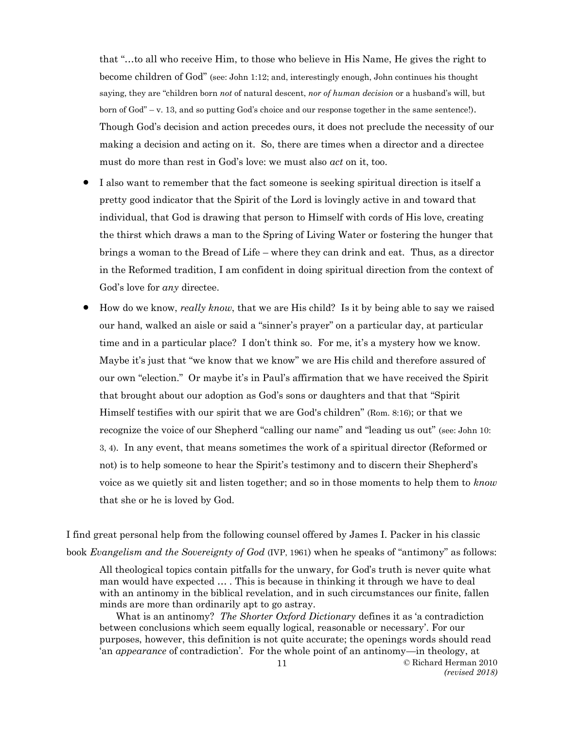that "…to all who receive Him, to those who believe in His Name, He gives the right to become children of God" (see: John 1:12; and, interestingly enough, John continues his thought saying, they are "children born *not* of natural descent, *nor of human decision* or a husband's will, but born of God" – v. 13, and so putting God's choice and our response together in the same sentence!). Though God's decision and action precedes ours, it does not preclude the necessity of our making a decision and acting on it. So, there are times when a director and a directee must do more than rest in God's love: we must also *act* on it, too.

- I also want to remember that the fact someone is seeking spiritual direction is itself a pretty good indicator that the Spirit of the Lord is lovingly active in and toward that individual, that God is drawing that person to Himself with cords of His love, creating the thirst which draws a man to the Spring of Living Water or fostering the hunger that brings a woman to the Bread of Life – where they can drink and eat. Thus, as a director in the Reformed tradition, I am confident in doing spiritual direction from the context of God's love for *any* directee.
- How do we know, *really know*, that we are His child? Is it by being able to say we raised our hand, walked an aisle or said a "sinner's prayer" on a particular day, at particular time and in a particular place? I don't think so. For me, it's a mystery how we know. Maybe it's just that "we know that we know" we are His child and therefore assured of our own "election." Or maybe it's in Paul's affirmation that we have received the Spirit that brought about our adoption as God's sons or daughters and that that "Spirit Himself testifies with our spirit that we are God's children" (Rom. 8:16); or that we recognize the voice of our Shepherd "calling our name" and "leading us out" (see: John 10: 3, 4). In any event, that means sometimes the work of a spiritual director (Reformed or not) is to help someone to hear the Spirit's testimony and to discern their Shepherd's voice as we quietly sit and listen together; and so in those moments to help them to *know* that she or he is loved by God.

I find great personal help from the following counsel offered by James I. Packer in his classic book *Evangelism and the Sovereignty of God* (IVP, 1961) when he speaks of "antimony" as follows:

> All theological topics contain pitfalls for the unwary, for God's truth is never quite what man would have expected … . This is because in thinking it through we have to deal with an antinomy in the biblical revelation, and in such circumstances our finite, fallen minds are more than ordinarily apt to go astray.
>
> What is an antinomy? *The Shorter Oxford Dictionary* defines it as 'a contradiction between conclusions which seem equally logical, reasonable or necessary'. For our purposes, however, this definition is not quite accurate; the openings words should read 'an *appearance* of contradiction'. For the whole point of an antinomy—in theology, at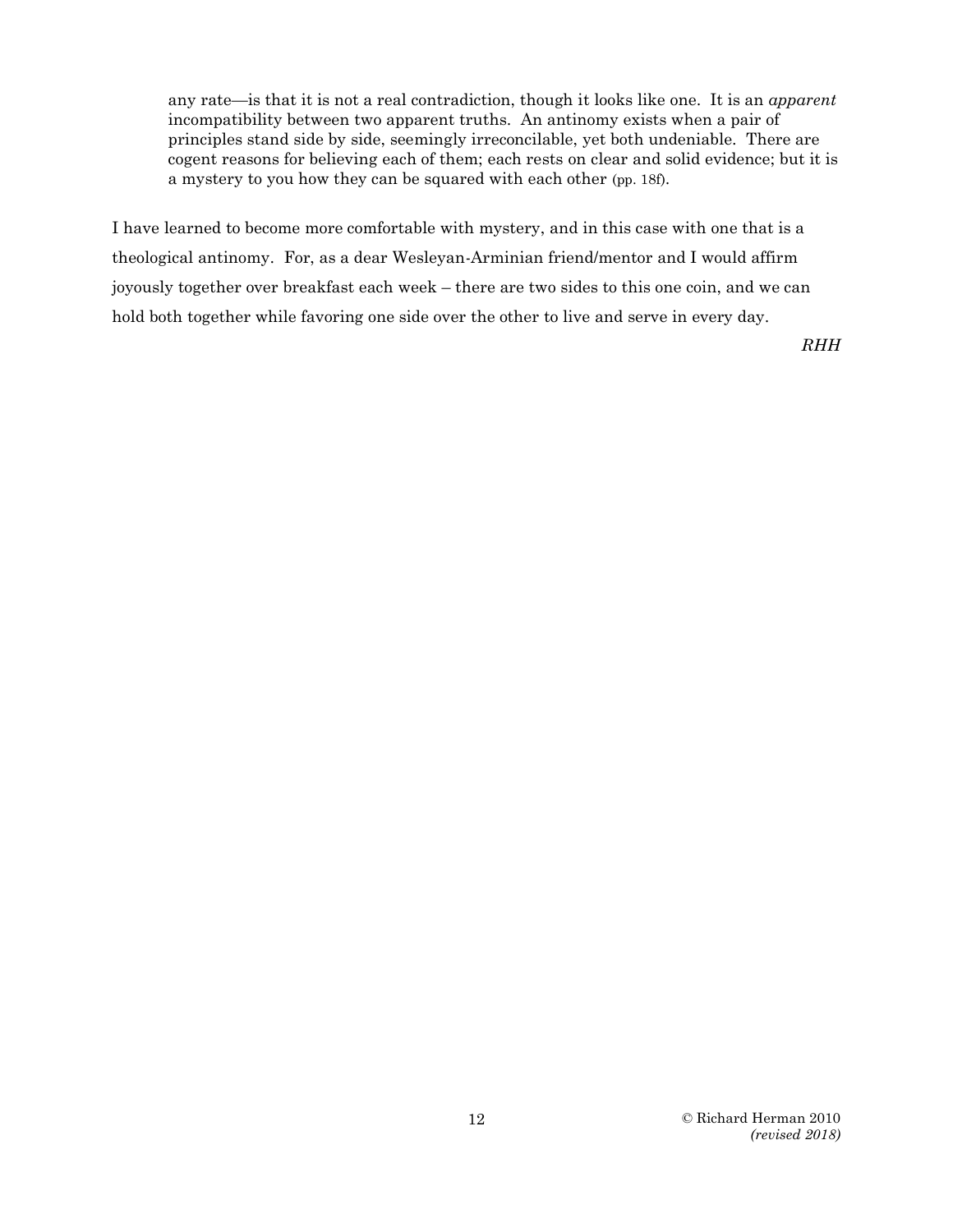> any rate—is that it is not a real contradiction, though it looks like one. It is an *apparent* incompatibility between two apparent truths. An antinomy exists when a pair of principles stand side by side, seemingly irreconcilable, yet both undeniable. There are cogent reasons for believing each of them; each rests on clear and solid evidence; but it is a mystery to you how they can be squared with each other (pp. 18f).

I have learned to become more comfortable with mystery, and in this case with one that is a theological antinomy. For, as a dear Wesleyan-Arminian friend/mentor and I would affirm joyously together over breakfast each week – there are two sides to this one coin, and we can hold both together while favoring one side over the other to live and serve in every day.

*RHH*

© Richard Herman 2010
*(revised 2018)*